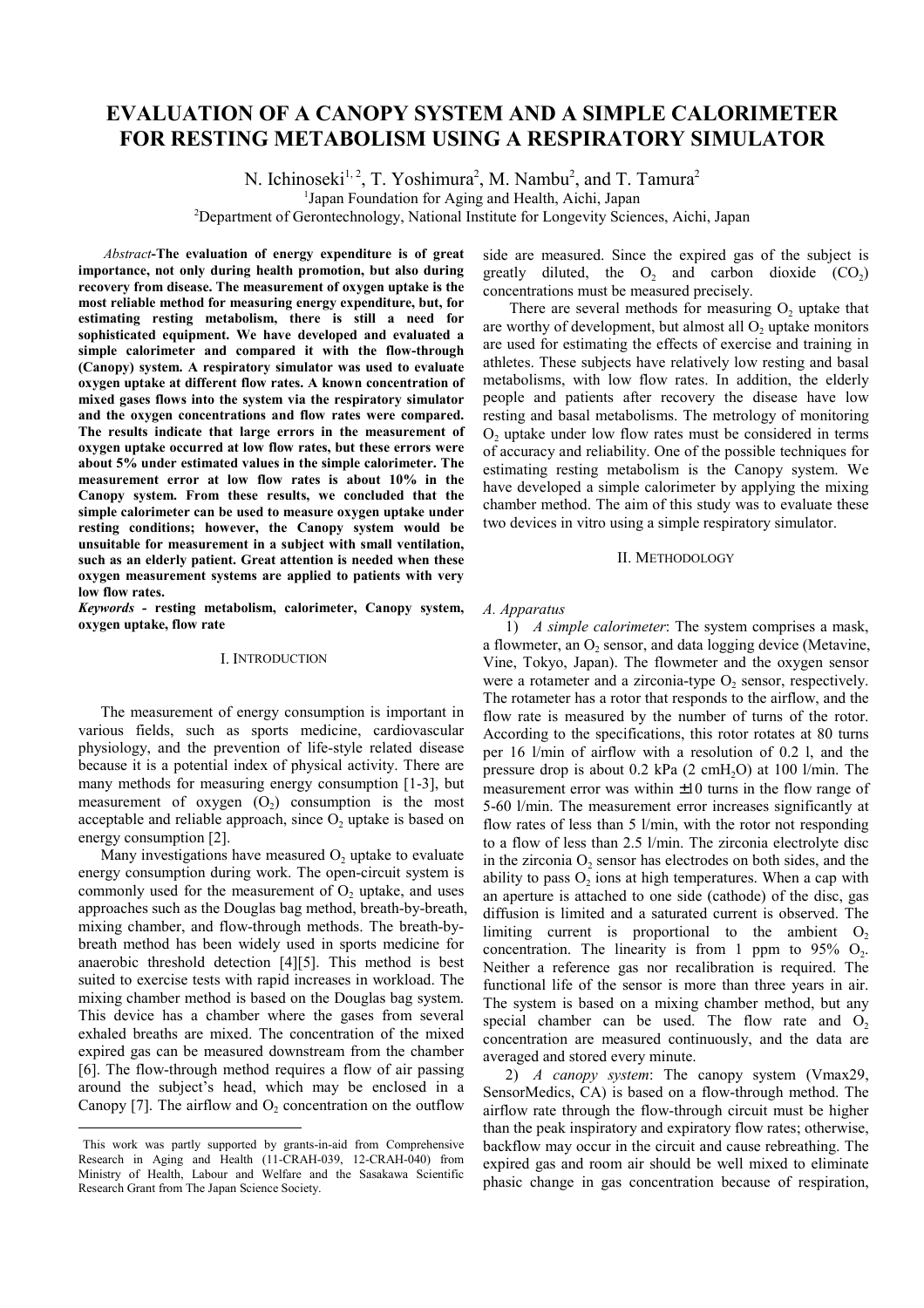# EVALUATION OF A CANOPY SYSTEM AND A SIMPLE CALORIMETER FOR RESTING METABOLISM USING A RESPIRATORY SIMULATOR

N. Ichinoseki[1, 2], T. Yoshimura[2], M. Nambu[2], and T. Tamura[2]

[1]Japan Foundation for Aging and Health, Aichi, Japan

[2]Department of Gerontechnology, National Institute for Longevity Sciences, Aichi, Japan

*Abstract*-**The evaluation of energy expenditure is of great importance, not only during health promotion, but also during recovery from disease. The measurement of oxygen uptake is the most reliable method for measuring energy expenditure, but, for estimating resting metabolism, there is still a need for sophisticated equipment. We have developed and evaluated a simple calorimeter and compared it with the flow-through (Canopy) system. A respiratory simulator was used to evaluate oxygen uptake at different flow rates. A known concentration of mixed gases flows into the system via the respiratory simulator and the oxygen concentrations and flow rates were compared. The results indicate that large errors in the measurement of oxygen uptake occurred at low flow rates, but these errors were about 5% under estimated values in the simple calorimeter. The measurement error at low flow rates is about 10% in the Canopy system. From these results, we concluded that the simple calorimeter can be used to measure oxygen uptake under resting conditions; however, the Canopy system would be unsuitable for measurement in a subject with small ventilation, such as an elderly patient. Great attention is needed when these oxygen measurement systems are applied to patients with very low flow rates.**

*Keywords* - **resting metabolism, calorimeter, Canopy system, oxygen uptake, flow rate**

## I. INTRODUCTION

The measurement of energy consumption is important in various fields, such as sports medicine, cardiovascular physiology, and the prevention of life-style related disease because it is a potential index of physical activity. There are many methods for measuring energy consumption [1-3], but measurement of oxygen ($O_2$) consumption is the most acceptable and reliable approach, since $O_2$ uptake is based on energy consumption [2].

Many investigations have measured $O_2$ uptake to evaluate energy consumption during work. The open-circuit system is commonly used for the measurement of $O_2$ uptake, and uses approaches such as the Douglas bag method, breath-by-breath, mixing chamber, and flow-through methods. The breath-by-breath method has been widely used in sports medicine for anaerobic threshold detection [4][5]. This method is best suited to exercise tests with rapid increases in workload. The mixing chamber method is based on the Douglas bag system. This device has a chamber where the gases from several exhaled breaths are mixed. The concentration of the mixed expired gas can be measured downstream from the chamber [6]. The flow-through method requires a flow of air passing around the subject's head, which may be enclosed in a Canopy [7]. The airflow and $O_2$ concentration on the outflow side are measured. Since the expired gas of the subject is greatly diluted, the $O_2$ and carbon dioxide ($CO_2$) concentrations must be measured precisely.

There are several methods for measuring $O_2$ uptake that are worthy of development, but almost all $O_2$ uptake monitors are used for estimating the effects of exercise and training in athletes. These subjects have relatively low resting and basal metabolisms, with low flow rates. In addition, the elderly people and patients after recovery the disease have low resting and basal metabolisms. The metrology of monitoring $O_2$ uptake under low flow rates must be considered in terms of accuracy and reliability. One of the possible techniques for estimating resting metabolism is the Canopy system. We have developed a simple calorimeter by applying the mixing chamber method. The aim of this study was to evaluate these two devices in vitro using a simple respiratory simulator.

## II. METHODOLOGY

### *A. Apparatus*

1) *A simple calorimeter*: The system comprises a mask, a flowmeter, an $O_2$ sensor, and data logging device (Metavine, Vine, Tokyo, Japan). The flowmeter and the oxygen sensor were a rotameter and a zirconia-type $O_2$ sensor, respectively. The rotameter has a rotor that responds to the airflow, and the flow rate is measured by the number of turns of the rotor. According to the specifications, this rotor rotates at 80 turns per 16 l/min of airflow with a resolution of 0.2 l, and the pressure drop is about 0.2 kPa (2 $cmH_2O$) at 100 l/min. The measurement error was within $\pm$10 turns in the flow range of 5-60 l/min. The measurement error increases significantly at flow rates of less than 5 l/min, with the rotor not responding to a flow of less than 2.5 l/min. The zirconia electrolyte disc in the zirconia $O_2$ sensor has electrodes on both sides, and the ability to pass $O_2$ ions at high temperatures. When a cap with an aperture is attached to one side (cathode) of the disc, gas diffusion is limited and a saturated current is observed. The limiting current is proportional to the ambient $O_2$ concentration. The linearity is from 1 ppm to 95% $O_2$. Neither a reference gas nor recalibration is required. The functional life of the sensor is more than three years in air. The system is based on a mixing chamber method, but any special chamber can be used. The flow rate and $O_2$ concentration are measured continuously, and the data are averaged and stored every minute.

2) *A canopy system*: The canopy system (Vmax29, SensorMedics, CA) is based on a flow-through method. The airflow rate through the flow-through circuit must be higher than the peak inspiratory and expiratory flow rates; otherwise, backflow may occur in the circuit and cause rebreathing. The expired gas and room air should be well mixed to eliminate phasic change in gas concentration because of respiration,

This work was partly supported by grants-in-aid from Comprehensive Research in Aging and Health (11-CRAH-039, 12-CRAH-040) from Ministry of Health, Labour and Welfare and the Sasakawa Scientific Research Grant from The Japan Science Society.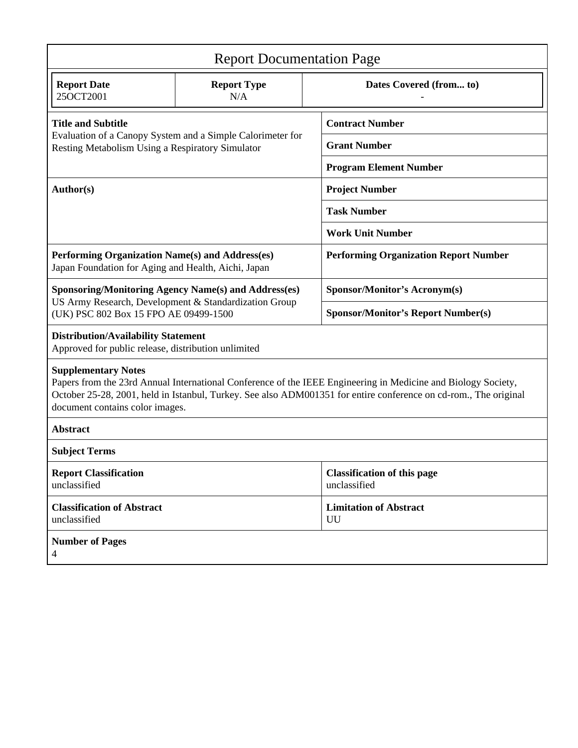# Report Documentation Page

| Report Date | Report Type | Dates Covered (from... to) |
|---|---|---|
| 25OCT2001 | N/A | - |

| | |
|---|---|
| **Title and Subtitle**<br>Evaluation of a Canopy System and a Simple Calorimeter for Resting Metabolism Using a Respiratory Simulator | **Contract Number** |
| | **Grant Number** |
| | **Program Element Number** |
| **Author(s)** | **Project Number** |
| | **Task Number** |
| | **Work Unit Number** |
| **Performing Organization Name(s) and Address(es)**<br>Japan Foundation for Aging and Health, Aichi, Japan | **Performing Organization Report Number** |
| **Sponsoring/Monitoring Agency Name(s) and Address(es)**<br>US Army Research, Development & Standardization Group (UK) PSC 802 Box 15 FPO AE 09499-1500 | **Sponsor/Monitor's Acronym(s)** |
| | **Sponsor/Monitor's Report Number(s)** |

**Distribution/Availability Statement**
Approved for public release, distribution unlimited

**Supplementary Notes**
Papers from the 23rd Annual International Conference of the IEEE Engineering in Medicine and Biology Society, October 25-28, 2001, held in Istanbul, Turkey. See also ADM001351 for entire conference on cd-rom., The original document contains color images.

**Abstract**

**Subject Terms**

| | |
|---|---|
| **Report Classification**<br>unclassified | **Classification of this page**<br>unclassified |
| **Classification of Abstract**<br>unclassified | **Limitation of Abstract**<br>UU |

**Number of Pages**
4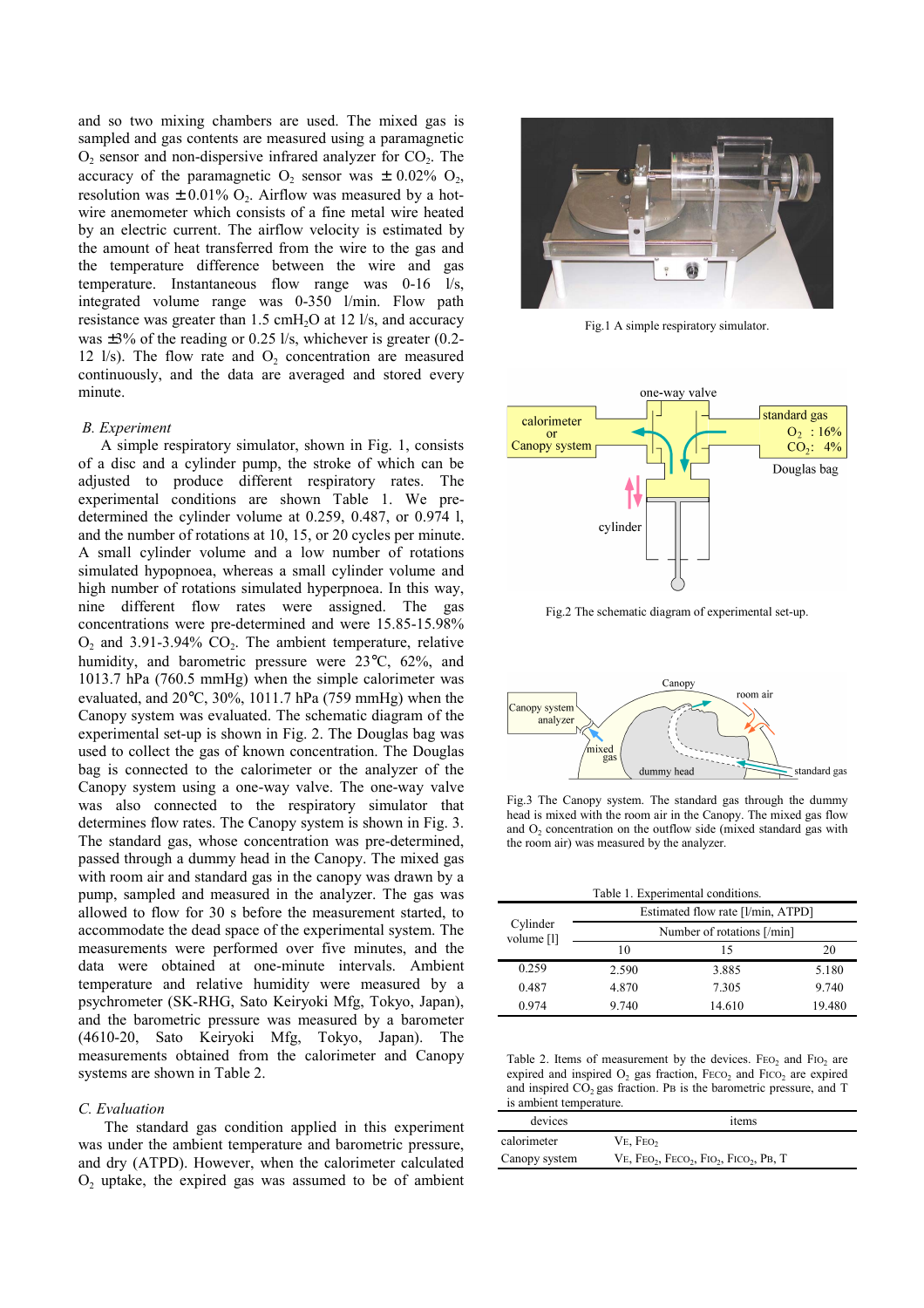and so two mixing chambers are used. The mixed gas is sampled and gas contents are measured using a paramagnetic $O_2$ sensor and non-dispersive infrared analyzer for $CO_2$. The accuracy of the paramagnetic $O_2$ sensor was $\pm$0.02% $O_2$, resolution was $\pm$0.01% $O_2$. Airflow was measured by a hot-wire anemometer which consists of a fine metal wire heated by an electric current. The airflow velocity is estimated by the amount of heat transferred from the wire to the gas and the temperature difference between the wire and gas temperature. Instantaneous flow range was 0-16 l/s, integrated volume range was 0-350 l/min. Flow path resistance was greater than 1.5 cm$H_2O$ at 12 l/s, and accuracy was $\pm$3% of the reading or 0.25 l/s, whichever is greater (0.2-12 l/s). The flow rate and $O_2$ concentration are measured continuously, and the data are averaged and stored every minute.

### *B. Experiment*

A simple respiratory simulator, shown in Fig. 1, consists of a disc and a cylinder pump, the stroke of which can be adjusted to produce different respiratory rates. The experimental conditions are shown Table 1. We pre-determined the cylinder volume at 0.259, 0.487, or 0.974 l, and the number of rotations at 10, 15, or 20 cycles per minute. A small cylinder volume and a low number of rotations simulated hypopnoea, whereas a small cylinder volume and high number of rotations simulated hyperpnoea. In this way, nine different flow rates were assigned. The gas concentrations were pre-determined and were 15.85-15.98% $O_2$ and 3.91-3.94% $CO_2$. The ambient temperature, relative humidity, and barometric pressure were 23℃, 62%, and 1013.7 hPa (760.5 mmHg) when the simple calorimeter was evaluated, and 20℃, 30%, 1011.7 hPa (759 mmHg) when the Canopy system was evaluated. The schematic diagram of the experimental set-up is shown in Fig. 2. The Douglas bag was used to collect the gas of known concentration. The Douglas bag is connected to the calorimeter or the analyzer of the Canopy system using a one-way valve. The one-way valve was also connected to the respiratory simulator that determines flow rates. The Canopy system is shown in Fig. 3. The standard gas, whose concentration was pre-determined, passed through a dummy head in the Canopy. The mixed gas with room air and standard gas in the canopy was drawn by a pump, sampled and measured in the analyzer. The gas was allowed to flow for 30 s before the measurement started, to accommodate the dead space of the experimental system. The measurements were performed over five minutes, and the data were obtained at one-minute intervals. Ambient temperature and relative humidity were measured by a psychrometer (SK-RHG, Sato Keiryoki Mfg, Tokyo, Japan), and the barometric pressure was measured by a barometer (4610-20, Sato Keiryoki Mfg, Tokyo, Japan). The measurements obtained from the calorimeter and Canopy systems are shown in Table 2.

### *C. Evaluation*

The standard gas condition applied in this experiment was under the ambient temperature and barometric pressure, and dry (ATPD). However, when the calorimeter calculated $O_2$ uptake, the expired gas was assumed to be of ambient

Fig.1 A simple respiratory simulator.

Fig.2 The schematic diagram of experimental set-up.

Fig.3 The Canopy system. The standard gas through the dummy head is mixed with the room air in the Canopy. The mixed gas flow and $O_2$ concentration on the outflow side (mixed standard gas with the room air) was measured by the analyzer.

Table 1. Experimental conditions.

| Cylinder volume [l] | Estimated flow rate [l/min, ATPD] | | |
|---|---|---|---|
| | Number of rotations [/min] | | |
| | 10 | 15 | 20 |
| 0.259 | 2.590 | 3.885 | 5.180 |
| 0.487 | 4.870 | 7.305 | 9.740 |
| 0.974 | 9.740 | 14.610 | 19.480 |

Table 2. Items of measurement by the devices. $F_{EO_2}$ and $F_{IO_2}$ are expired and inspired $O_2$ gas fraction, $F_{ECO_2}$ and $F_{ICO_2}$ are expired and inspired $CO_2$ gas fraction. $P_B$ is the barometric pressure, and T is ambient temperature.

| devices | items |
|---|---|
| calorimeter | $V_E$, $F_{EO_2}$ |
| Canopy system | $V_E$, $F_{EO_2}$, $F_{ECO_2}$, $F_{IO_2}$, $F_{ICO_2}$, $P_B$, T |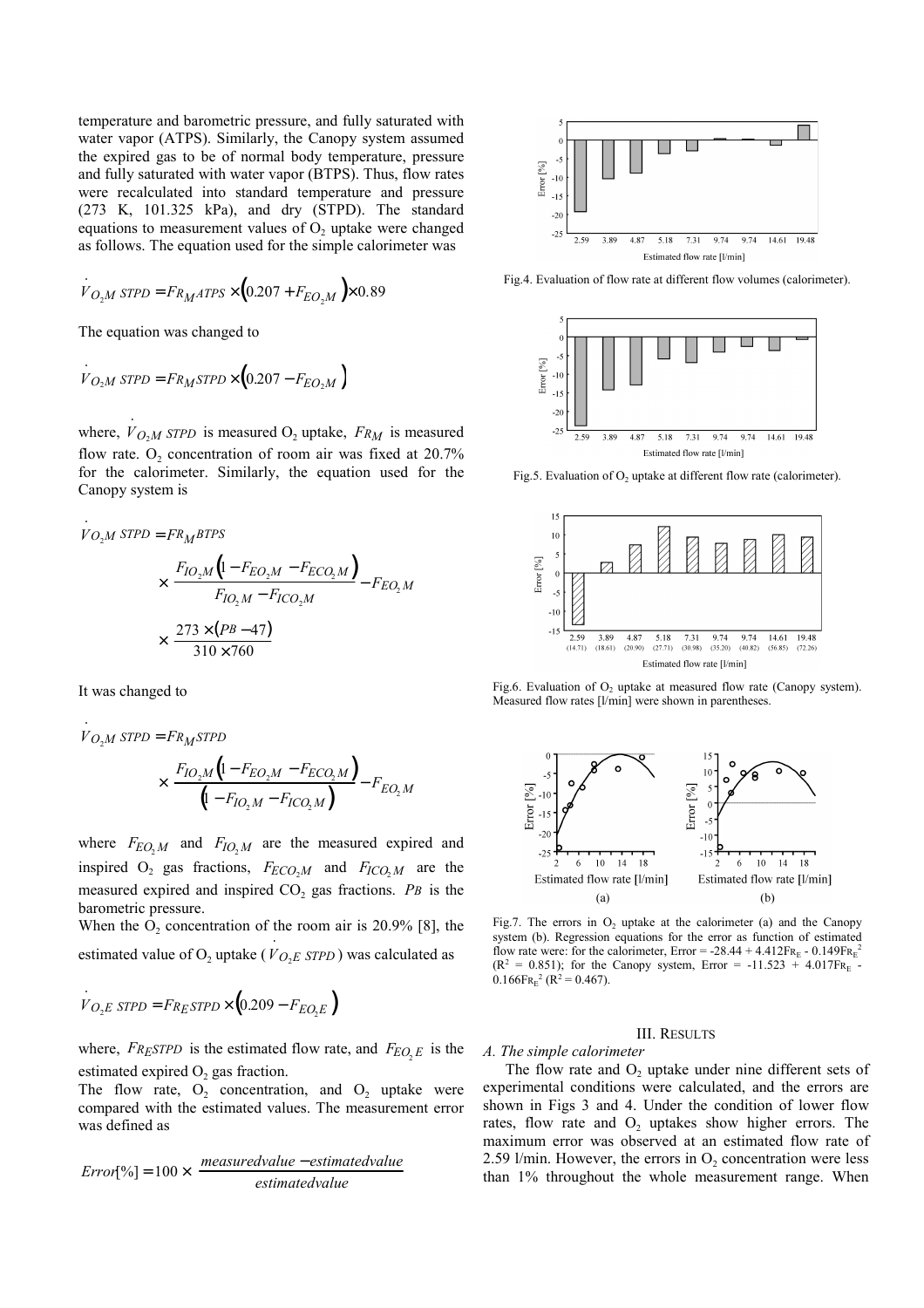temperature and barometric pressure, and fully saturated with water vapor (ATPS). Similarly, the Canopy system assumed the expired gas to be of normal body temperature, pressure and fully saturated with water vapor (BTPS). Thus, flow rates were recalculated into standard temperature and pressure (273 K, 101.325 kPa), and dry (STPD). The standard equations to measurement values of $O_2$ uptake were changed as follows. The equation used for the simple calorimeter was

$$\dot{V}_{O_2M\ STPD} = Fr_{M}ATPS \times \left(0.207 + F_{EO_2M}\right) \times 0.89$$

The equation was changed to

$$\dot{V}_{O_2M\ STPD} = Fr_{M}STPD \times \left(0.207 - F_{EO_2M}\right)$$

where, $\dot{V}_{O_2M\ STPD}$ is measured $O_2$ uptake, $Fr_M$ is measured flow rate. $O_2$ concentration of room air was fixed at 20.7% for the calorimeter. Similarly, the equation used for the Canopy system is

$$\dot{V}_{O_2M\ STPD} = Fr_{M}BTPS \times \frac{F_{IO_2M}\left(1 - F_{EO_2M} - F_{ECO_2M}\right)}{F_{IO_2M} - F_{ICO_2M}} - F_{EO_2M} \times \frac{273 \times (PB - 47)}{310 \times 760}$$

It was changed to

$$\dot{V}_{O_2M\ STPD} = Fr_{M}STPD \times \frac{F_{IO_2M}\left(1 - F_{EO_2M} - F_{ECO_2M}\right)}{\left(1 - F_{IO_2M} - F_{ICO_2M}\right)} - F_{EO_2M}$$

where $F_{EO_2M}$ and $F_{IO_2M}$ are the measured expired and inspired $O_2$ gas fractions, $F_{ECO_2M}$ and $F_{ICO_2M}$ are the measured expired and inspired $CO_2$ gas fractions. $PB$ is the barometric pressure.

When the $O_2$ concentration of the room air is 20.9% [8], the estimated value of $O_2$ uptake ($\dot{V}_{O_2E\ STPD}$) was calculated as

$$\dot{V}_{O_2E\ STPD} = Fr_{E}STPD \times \left(0.209 - F_{EO_2E}\right)$$

where, $Fr_{E}STPD$ is the estimated flow rate, and $F_{EO_2E}$ is the estimated expired $O_2$ gas fraction.

The flow rate, $O_2$ concentration, and $O_2$ uptake were compared with the estimated values. The measurement error was defined as

$$Error[\%] = 100 \times \frac{measured value - estimated value}{estimated value}$$

Fig.4. Evaluation of flow rate at different flow volumes (calorimeter).

Fig.5. Evaluation of $O_2$ uptake at different flow rate (calorimeter).

Fig.6. Evaluation of $O_2$ uptake at measured flow rate (Canopy system). Measured flow rates [l/min] were shown in parentheses.

Fig.7. The errors in $O_2$ uptake at the calorimeter (a) and the Canopy system (b). Regression equations for the error as function of estimated flow rate were: for the calorimeter, Error = -28.44 + 4.412$Fr_E$ - 0.149$Fr_E^2$ ($R^2$ = 0.851); for the Canopy system, Error = -11.523 + 4.017$Fr_E$ - 0.166$Fr_E^2$ ($R^2$ = 0.467).

## III. Results

### A. The simple calorimeter

The flow rate and $O_2$ uptake under nine different sets of experimental conditions were calculated, and the errors are shown in Figs 3 and 4. Under the condition of lower flow rates, flow rate and $O_2$ uptakes show higher errors. The maximum error was observed at an estimated flow rate of 2.59 l/min. However, the errors in $O_2$ concentration were less than 1% throughout the whole measurement range. When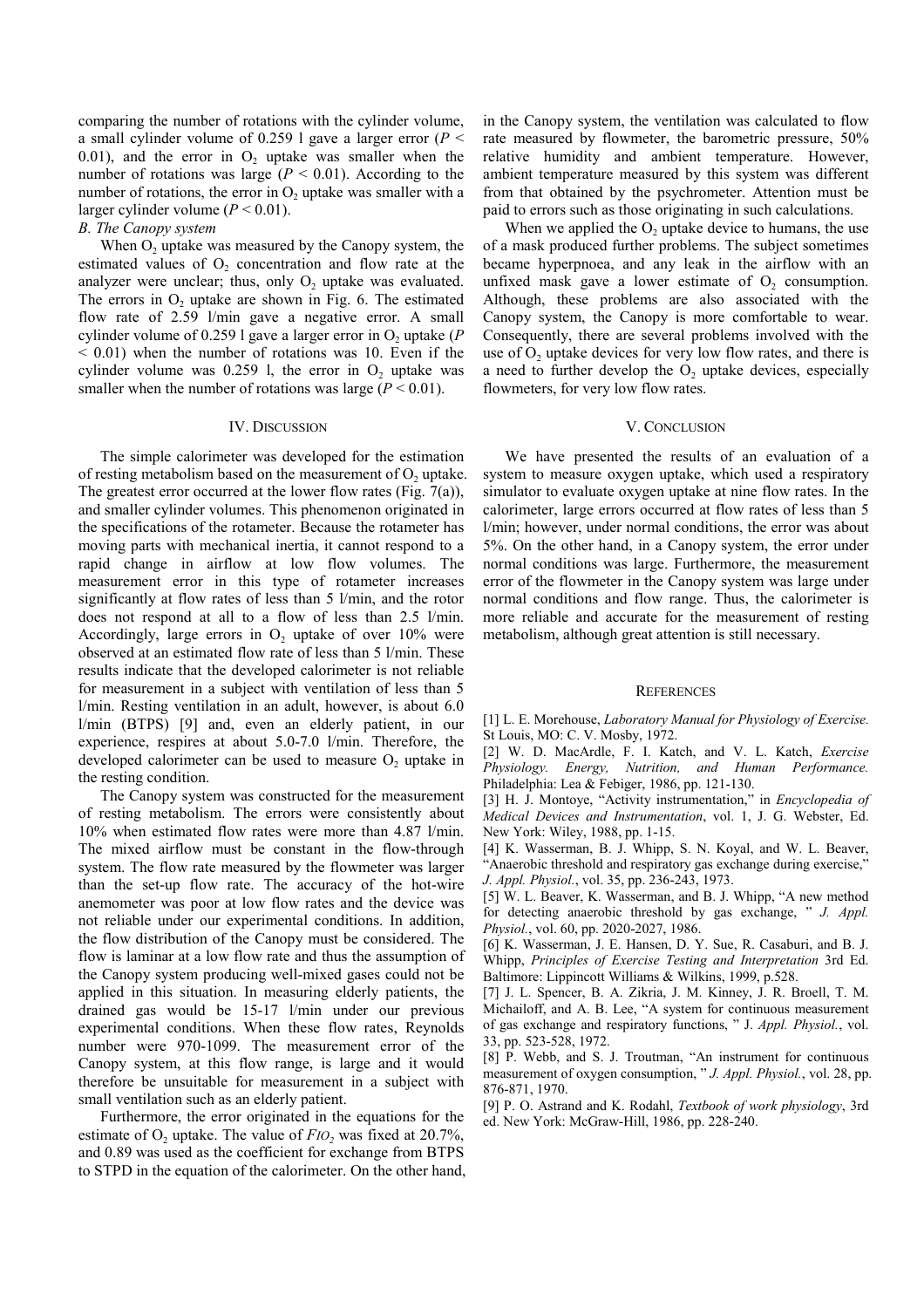comparing the number of rotations with the cylinder volume, a small cylinder volume of 0.259 l gave a larger error ($P < 0.01$), and the error in $O_2$ uptake was smaller when the number of rotations was large ($P < 0.01$). According to the number of rotations, the error in $O_2$ uptake was smaller with a larger cylinder volume ($P < 0.01$).

### B. The Canopy system

When $O_2$ uptake was measured by the Canopy system, the estimated values of $O_2$ concentration and flow rate at the analyzer were unclear; thus, only $O_2$ uptake was evaluated. The errors in $O_2$ uptake are shown in Fig. 6. The estimated flow rate of 2.59 l/min gave a negative error. A small cylinder volume of 0.259 l gave a larger error in $O_2$ uptake ($P < 0.01$) when the number of rotations was 10. Even if the cylinder volume was 0.259 l, the error in $O_2$ uptake was smaller when the number of rotations was large ($P < 0.01$).

## IV. Discussion

The simple calorimeter was developed for the estimation of resting metabolism based on the measurement of $O_2$ uptake. The greatest error occurred at the lower flow rates (Fig. 7(a)), and smaller cylinder volumes. This phenomenon originated in the specifications of the rotameter. Because the rotameter has moving parts with mechanical inertia, it cannot respond to a rapid change in airflow at low flow volumes. The measurement error in this type of rotameter increases significantly at flow rates of less than 5 l/min, and the rotor does not respond at all to a flow of less than 2.5 l/min. Accordingly, large errors in $O_2$ uptake of over 10% were observed at an estimated flow rate of less than 5 l/min. These results indicate that the developed calorimeter is not reliable for measurement in a subject with ventilation of less than 5 l/min. Resting ventilation in an adult, however, is about 6.0 l/min (BTPS) [9] and, even an elderly patient, in our experience, respires at about 5.0-7.0 l/min. Therefore, the developed calorimeter can be used to measure $O_2$ uptake in the resting condition.

The Canopy system was constructed for the measurement of resting metabolism. The errors were consistently about 10% when estimated flow rates were more than 4.87 l/min. The mixed airflow must be constant in the flow-through system. The flow rate measured by the flowmeter was larger than the set-up flow rate. The accuracy of the hot-wire anemometer was poor at low flow rates and the device was not reliable under our experimental conditions. In addition, the flow distribution of the Canopy must be considered. The flow is laminar at a low flow rate and thus the assumption of the Canopy system producing well-mixed gases could not be applied in this situation. In measuring elderly patients, the drained gas would be 15-17 l/min under our previous experimental conditions. When these flow rates, Reynolds number were 970-1099. The measurement error of the Canopy system, at this flow range, is large and it would therefore be unsuitable for measurement in a subject with small ventilation such as an elderly patient.

Furthermore, the error originated in the equations for the estimate of $O_2$ uptake. The value of $FIO_2$ was fixed at 20.7%, and 0.89 was used as the coefficient for exchange from BTPS to STPD in the equation of the calorimeter. On the other hand, in the Canopy system, the ventilation was calculated to flow rate measured by flowmeter, the barometric pressure, 50% relative humidity and ambient temperature. However, ambient temperature measured by this system was different from that obtained by the psychrometer. Attention must be paid to errors such as those originating in such calculations.

When we applied the $O_2$ uptake device to humans, the use of a mask produced further problems. The subject sometimes became hyperpnoea, and any leak in the airflow with an unfixed mask gave a lower estimate of $O_2$ consumption. Although, these problems are also associated with the Canopy system, the Canopy is more comfortable to wear. Consequently, there are several problems involved with the use of $O_2$ uptake devices for very low flow rates, and there is a need to further develop the $O_2$ uptake devices, especially flowmeters, for very low flow rates.

## V. Conclusion

We have presented the results of an evaluation of a system to measure oxygen uptake, which used a respiratory simulator to evaluate oxygen uptake at nine flow rates. In the calorimeter, large errors occurred at flow rates of less than 5 l/min; however, under normal conditions, the error was about 5%. On the other hand, in a Canopy system, the error under normal conditions was large. Furthermore, the measurement error of the flowmeter in the Canopy system was large under normal conditions and flow range. Thus, the calorimeter is more reliable and accurate for the measurement of resting metabolism, although great attention is still necessary.

## References

[1] L. E. Morehouse, *Laboratory Manual for Physiology of Exercise.* St Louis, MO: C. V. Mosby, 1972.

[2] W. D. MacArdle, F. I. Katch, and V. L. Katch, *Exercise Physiology. Energy, Nutrition, and Human Performance.* Philadelphia: Lea & Febiger, 1986, pp. 121-130.

[3] H. J. Montoye, "Activity instrumentation," in *Encyclopedia of Medical Devices and Instrumentation*, vol. 1, J. G. Webster, Ed. New York: Wiley, 1988, pp. 1-15.

[4] K. Wasserman, B. J. Whipp, S. N. Koyal, and W. L. Beaver, "Anaerobic threshold and respiratory gas exchange during exercise," *J. Appl. Physiol.*, vol. 35, pp. 236-243, 1973.

[5] W. L. Beaver, K. Wasserman, and B. J. Whipp, "A new method for detecting anaerobic threshold by gas exchange, " *J. Appl. Physiol.*, vol. 60, pp. 2020-2027, 1986.

[6] K. Wasserman, J. E. Hansen, D. Y. Sue, R. Casaburi, and B. J. Whipp, *Principles of Exercise Testing and Interpretation* 3rd Ed. Baltimore: Lippincott Williams & Wilkins, 1999, p.528.

[7] J. L. Spencer, B. A. Zikria, J. M. Kinney, J. R. Broell, T. M. Michailoff, and A. B. Lee, "A system for continuous measurement of gas exchange and respiratory functions, " J. *Appl. Physiol.*, vol. 33, pp. 523-528, 1972.

[8] P. Webb, and S. J. Troutman, "An instrument for continuous measurement of oxygen consumption, " *J. Appl. Physiol.*, vol. 28, pp. 876-871, 1970.

[9] P. O. Astrand and K. Rodahl, *Textbook of work physiology*, 3rd ed. New York: McGraw-Hill, 1986, pp. 228-240.